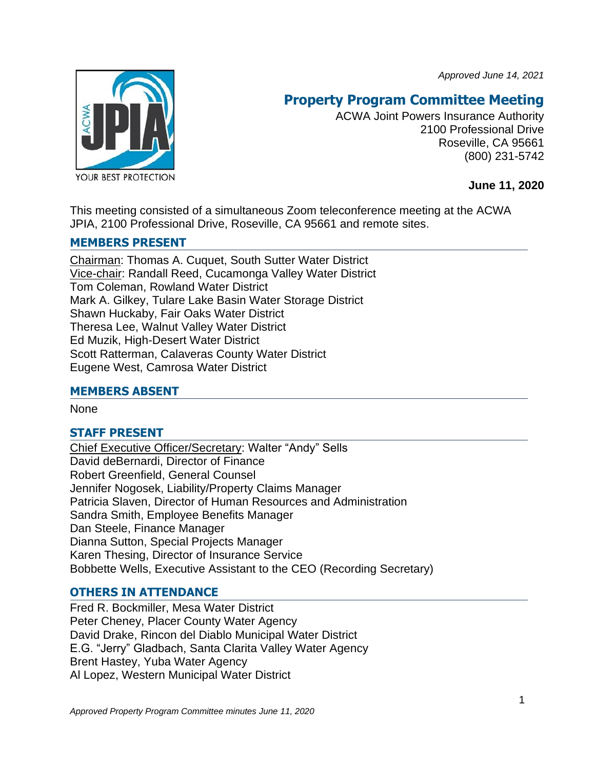*Approved June 14, 2021*

# Property Program Committee Meeting

ACWA Joint Powers Insurance Authority
2100 Professional Drive
Roseville, CA 95661
(800) 231-5742

**June 11, 2020**

This meeting consisted of a simultaneous Zoom teleconference meeting at the ACWA JPIA, 2100 Professional Drive, Roseville, CA 95661 and remote sites.

## MEMBERS PRESENT

Chairman: Thomas A. Cuquet, South Sutter Water District
Vice-chair: Randall Reed, Cucamonga Valley Water District
Tom Coleman, Rowland Water District
Mark A. Gilkey, Tulare Lake Basin Water Storage District
Shawn Huckaby, Fair Oaks Water District
Theresa Lee, Walnut Valley Water District
Ed Muzik, High-Desert Water District
Scott Ratterman, Calaveras County Water District
Eugene West, Camrosa Water District

## MEMBERS ABSENT

None

## STAFF PRESENT

Chief Executive Officer/Secretary: Walter "Andy" Sells
David deBernardi, Director of Finance
Robert Greenfield, General Counsel
Jennifer Nogosek, Liability/Property Claims Manager
Patricia Slaven, Director of Human Resources and Administration
Sandra Smith, Employee Benefits Manager
Dan Steele, Finance Manager
Dianna Sutton, Special Projects Manager
Karen Thesing, Director of Insurance Service
Bobbette Wells, Executive Assistant to the CEO (Recording Secretary)

## OTHERS IN ATTENDANCE

Fred R. Bockmiller, Mesa Water District
Peter Cheney, Placer County Water Agency
David Drake, Rincon del Diablo Municipal Water District
E.G. "Jerry" Gladbach, Santa Clarita Valley Water Agency
Brent Hastey, Yuba Water Agency
Al Lopez, Western Municipal Water District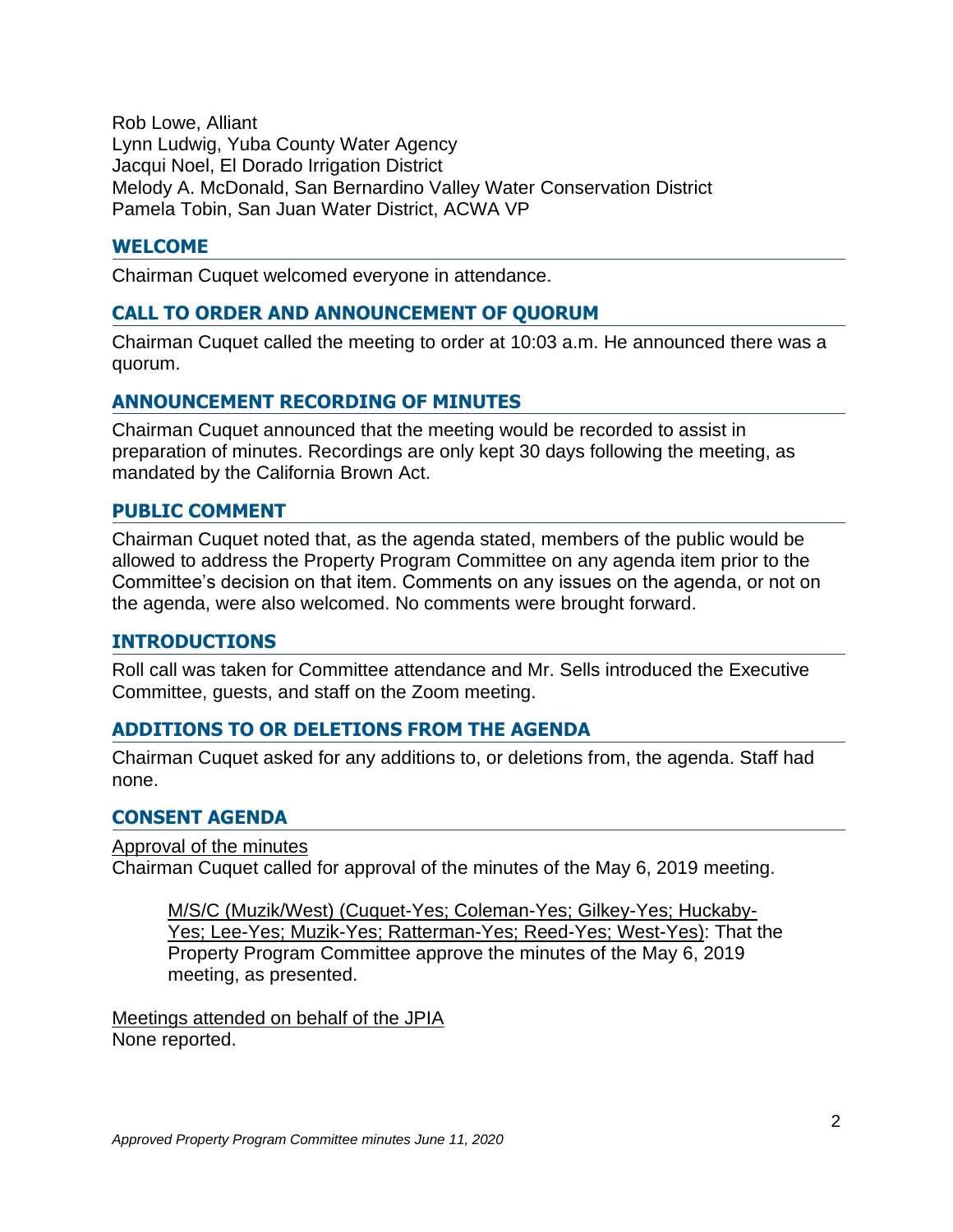Rob Lowe, Alliant
Lynn Ludwig, Yuba County Water Agency
Jacqui Noel, El Dorado Irrigation District
Melody A. McDonald, San Bernardino Valley Water Conservation District
Pamela Tobin, San Juan Water District, ACWA VP

## WELCOME

Chairman Cuquet welcomed everyone in attendance.

## CALL TO ORDER AND ANNOUNCEMENT OF QUORUM

Chairman Cuquet called the meeting to order at 10:03 a.m. He announced there was a quorum.

## ANNOUNCEMENT RECORDING OF MINUTES

Chairman Cuquet announced that the meeting would be recorded to assist in preparation of minutes. Recordings are only kept 30 days following the meeting, as mandated by the California Brown Act.

## PUBLIC COMMENT

Chairman Cuquet noted that, as the agenda stated, members of the public would be allowed to address the Property Program Committee on any agenda item prior to the Committee's decision on that item. Comments on any issues on the agenda, or not on the agenda, were also welcomed. No comments were brought forward.

## INTRODUCTIONS

Roll call was taken for Committee attendance and Mr. Sells introduced the Executive Committee, guests, and staff on the Zoom meeting.

## ADDITIONS TO OR DELETIONS FROM THE AGENDA

Chairman Cuquet asked for any additions to, or deletions from, the agenda. Staff had none.

## CONSENT AGENDA

Approval of the minutes
Chairman Cuquet called for approval of the minutes of the May 6, 2019 meeting.

> M/S/C (Muzik/West) (Cuquet-Yes; Coleman-Yes; Gilkey-Yes; Huckaby-Yes; Lee-Yes; Muzik-Yes; Ratterman-Yes; Reed-Yes; West-Yes): That the Property Program Committee approve the minutes of the May 6, 2019 meeting, as presented.

Meetings attended on behalf of the JPIA
None reported.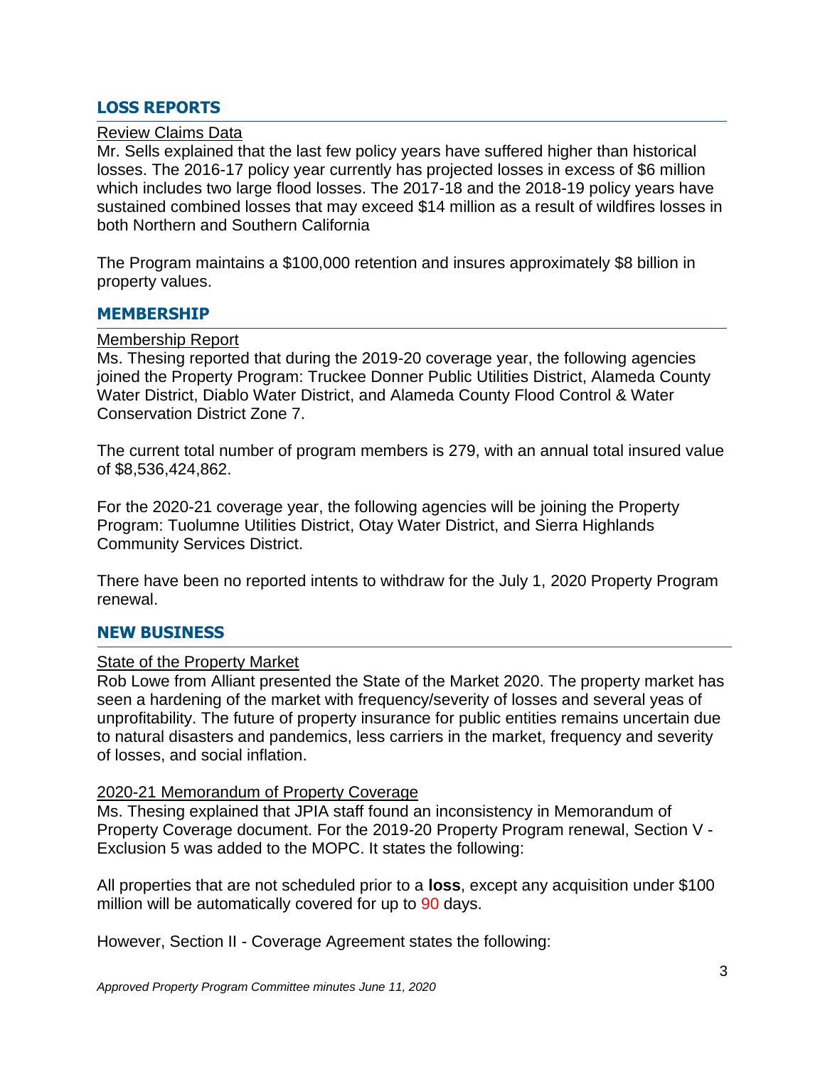## LOSS REPORTS

Review Claims Data

Mr. Sells explained that the last few policy years have suffered higher than historical losses. The 2016-17 policy year currently has projected losses in excess of $6 million which includes two large flood losses. The 2017-18 and the 2018-19 policy years have sustained combined losses that may exceed $14 million as a result of wildfires losses in both Northern and Southern California

The Program maintains a $100,000 retention and insures approximately $8 billion in property values.

## MEMBERSHIP

Membership Report

Ms. Thesing reported that during the 2019-20 coverage year, the following agencies joined the Property Program: Truckee Donner Public Utilities District, Alameda County Water District, Diablo Water District, and Alameda County Flood Control & Water Conservation District Zone 7.

The current total number of program members is 279, with an annual total insured value of $8,536,424,862.

For the 2020-21 coverage year, the following agencies will be joining the Property Program: Tuolumne Utilities District, Otay Water District, and Sierra Highlands Community Services District.

There have been no reported intents to withdraw for the July 1, 2020 Property Program renewal.

## NEW BUSINESS

State of the Property Market

Rob Lowe from Alliant presented the State of the Market 2020. The property market has seen a hardening of the market with frequency/severity of losses and several yeas of unprofitability. The future of property insurance for public entities remains uncertain due to natural disasters and pandemics, less carriers in the market, frequency and severity of losses, and social inflation.

2020-21 Memorandum of Property Coverage

Ms. Thesing explained that JPIA staff found an inconsistency in Memorandum of Property Coverage document. For the 2019-20 Property Program renewal, Section V - Exclusion 5 was added to the MOPC. It states the following:

All properties that are not scheduled prior to a **loss**, except any acquisition under $100 million will be automatically covered for up to 90 days.

However, Section II - Coverage Agreement states the following: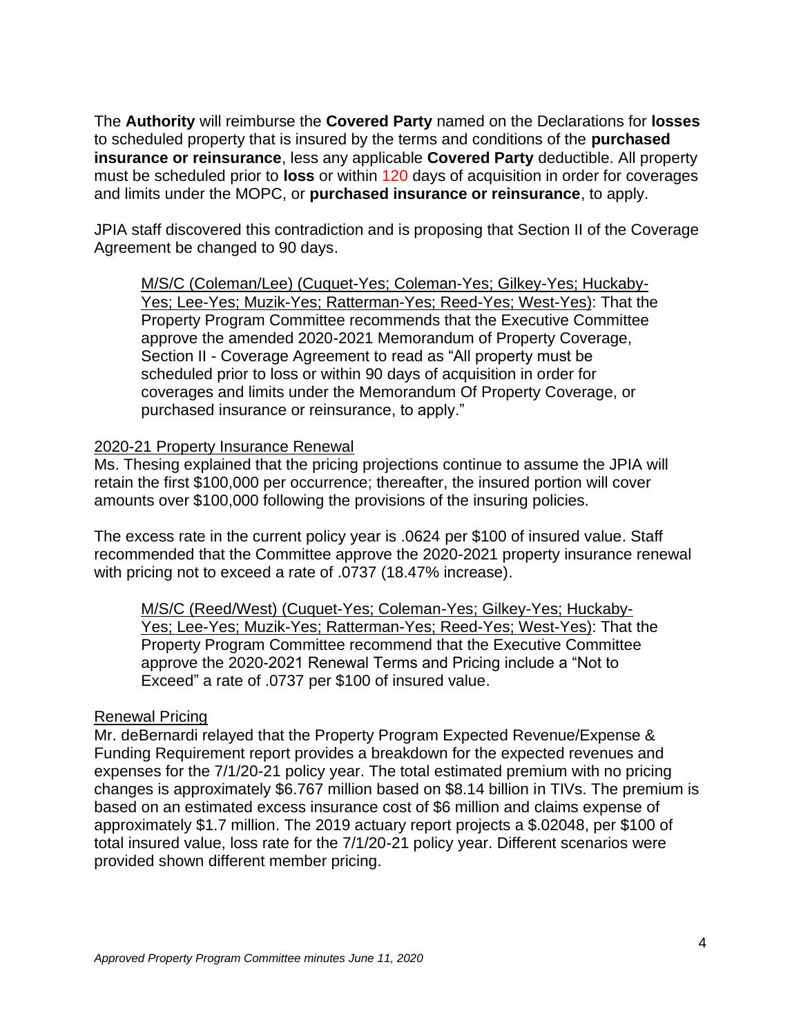The **Authority** will reimburse the **Covered Party** named on the Declarations for **losses** to scheduled property that is insured by the terms and conditions of the **purchased insurance or reinsurance**, less any applicable **Covered Party** deductible. All property must be scheduled prior to **loss** or within 120 days of acquisition in order for coverages and limits under the MOPC, or **purchased insurance or reinsurance**, to apply.

JPIA staff discovered this contradiction and is proposing that Section II of the Coverage Agreement be changed to 90 days.

> M/S/C (Coleman/Lee) (Cuquet-Yes; Coleman-Yes; Gilkey-Yes; Huckaby-Yes; Lee-Yes; Muzik-Yes; Ratterman-Yes; Reed-Yes; West-Yes): That the Property Program Committee recommends that the Executive Committee approve the amended 2020-2021 Memorandum of Property Coverage, Section II - Coverage Agreement to read as "All property must be scheduled prior to loss or within 90 days of acquisition in order for coverages and limits under the Memorandum Of Property Coverage, or purchased insurance or reinsurance, to apply."

2020-21 Property Insurance Renewal

Ms. Thesing explained that the pricing projections continue to assume the JPIA will retain the first $100,000 per occurrence; thereafter, the insured portion will cover amounts over $100,000 following the provisions of the insuring policies.

The excess rate in the current policy year is .0624 per $100 of insured value. Staff recommended that the Committee approve the 2020-2021 property insurance renewal with pricing not to exceed a rate of .0737 (18.47% increase).

> M/S/C (Reed/West) (Cuquet-Yes; Coleman-Yes; Gilkey-Yes; Huckaby-Yes; Lee-Yes; Muzik-Yes; Ratterman-Yes; Reed-Yes; West-Yes): That the Property Program Committee recommend that the Executive Committee approve the 2020-2021 Renewal Terms and Pricing include a "Not to Exceed" a rate of .0737 per $100 of insured value.

Renewal Pricing

Mr. deBernardi relayed that the Property Program Expected Revenue/Expense & Funding Requirement report provides a breakdown for the expected revenues and expenses for the 7/1/20-21 policy year. The total estimated premium with no pricing changes is approximately $6.767 million based on $8.14 billion in TIVs. The premium is based on an estimated excess insurance cost of $6 million and claims expense of approximately $1.7 million. The 2019 actuary report projects a $.02048, per $100 of total insured value, loss rate for the 7/1/20-21 policy year. Different scenarios were provided shown different member pricing.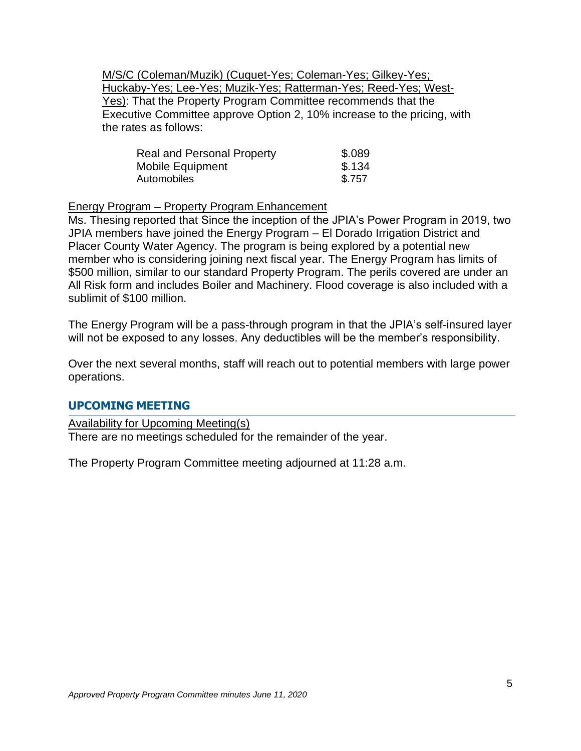M/S/C (Coleman/Muzik) (Cuquet-Yes; Coleman-Yes; Gilkey-Yes; Huckaby-Yes; Lee-Yes; Muzik-Yes; Ratterman-Yes; Reed-Yes; West-Yes): That the Property Program Committee recommends that the Executive Committee approve Option 2, 10% increase to the pricing, with the rates as follows:

| | |
|---|---|
| Real and Personal Property | $.089 |
| Mobile Equipment | $.134 |
| Automobiles | $.757 |

Energy Program – Property Program Enhancement

Ms. Thesing reported that Since the inception of the JPIA's Power Program in 2019, two JPIA members have joined the Energy Program – El Dorado Irrigation District and Placer County Water Agency. The program is being explored by a potential new member who is considering joining next fiscal year. The Energy Program has limits of $500 million, similar to our standard Property Program. The perils covered are under an All Risk form and includes Boiler and Machinery. Flood coverage is also included with a sublimit of $100 million.

The Energy Program will be a pass-through program in that the JPIA's self-insured layer will not be exposed to any losses. Any deductibles will be the member's responsibility.

Over the next several months, staff will reach out to potential members with large power operations.

## UPCOMING MEETING

Availability for Upcoming Meeting(s)

There are no meetings scheduled for the remainder of the year.

The Property Program Committee meeting adjourned at 11:28 a.m.